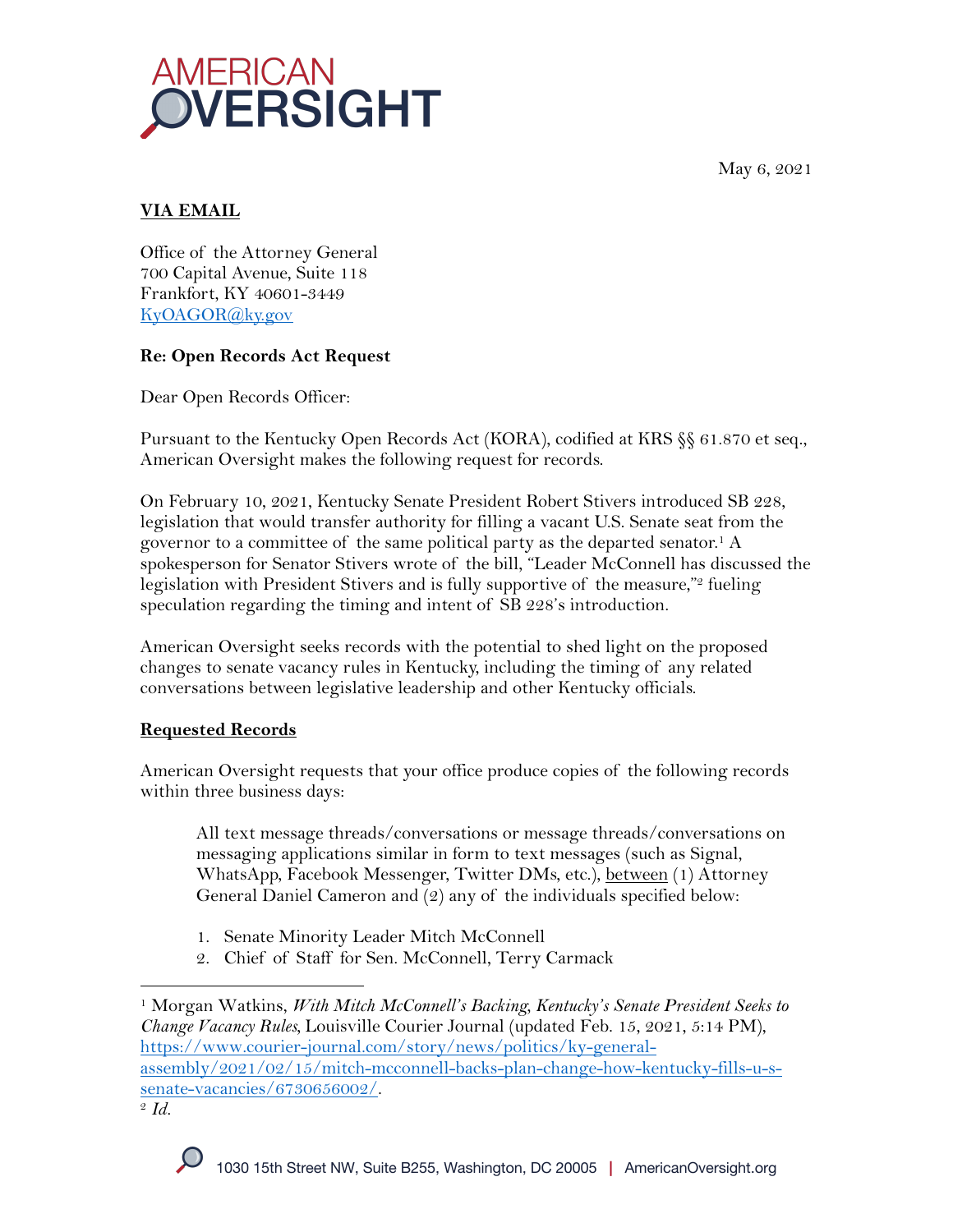May 6, 2021

**VIA EMAIL**

Office of the Attorney General
700 Capital Avenue, Suite 118
Frankfort, KY 40601-3449
KyOAGOR@ky.gov

**Re: Open Records Act Request**

Dear Open Records Officer:

Pursuant to the Kentucky Open Records Act (KORA), codified at KRS §§ 61.870 et seq., American Oversight makes the following request for records.

On February 10, 2021, Kentucky Senate President Robert Stivers introduced SB 228, legislation that would transfer authority for filling a vacant U.S. Senate seat from the governor to a committee of the same political party as the departed senator.[1] A spokesperson for Senator Stivers wrote of the bill, "Leader McConnell has discussed the legislation with President Stivers and is fully supportive of the measure,"[2] fueling speculation regarding the timing and intent of SB 228's introduction.

American Oversight seeks records with the potential to shed light on the proposed changes to senate vacancy rules in Kentucky, including the timing of any related conversations between legislative leadership and other Kentucky officials.

**Requested Records**

American Oversight requests that your office produce copies of the following records within three business days:

> All text message threads/conversations or message threads/conversations on messaging applications similar in form to text messages (such as Signal, WhatsApp, Facebook Messenger, Twitter DMs, etc.), between (1) Attorney General Daniel Cameron and (2) any of the individuals specified below:
>
> 1. Senate Minority Leader Mitch McConnell
> 2. Chief of Staff for Sen. McConnell, Terry Carmack

---

[1] Morgan Watkins, *With Mitch McConnell's Backing, Kentucky's Senate President Seeks to Change Vacancy Rules*, Louisville Courier Journal (updated Feb. 15, 2021, 5:14 PM), https://www.courier-journal.com/story/news/politics/ky-general-assembly/2021/02/15/mitch-mcconnell-backs-plan-change-how-kentucky-fills-u-s-senate-vacancies/6730656002/.

[2] *Id.*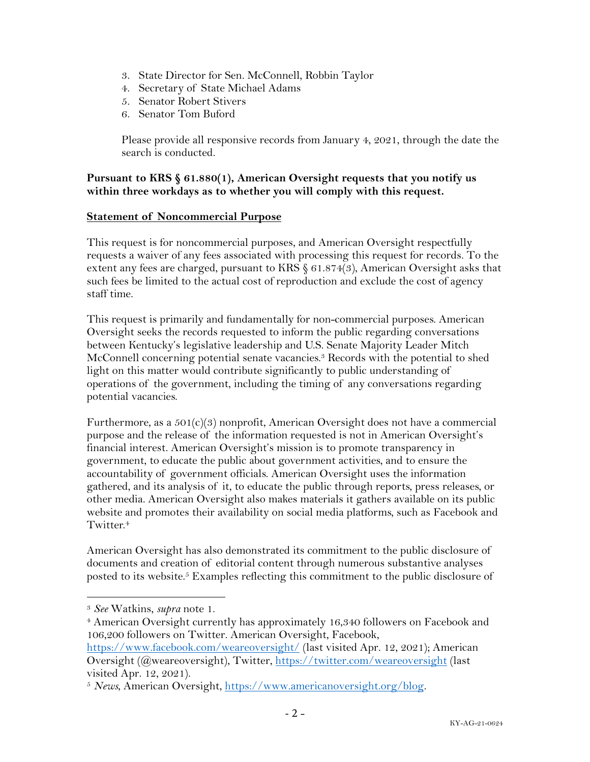3. State Director for Sen. McConnell, Robbin Taylor
4. Secretary of State Michael Adams
5. Senator Robert Stivers
6. Senator Tom Buford

   Please provide all responsive records from January 4, 2021, through the date the search is conducted.

**Pursuant to KRS § 61.880(1), American Oversight requests that you notify us within three workdays as to whether you will comply with this request.**

**Statement of Noncommercial Purpose**

This request is for noncommercial purposes, and American Oversight respectfully requests a waiver of any fees associated with processing this request for records. To the extent any fees are charged, pursuant to KRS § 61.874(3), American Oversight asks that such fees be limited to the actual cost of reproduction and exclude the cost of agency staff time.

This request is primarily and fundamentally for non-commercial purposes. American Oversight seeks the records requested to inform the public regarding conversations between Kentucky's legislative leadership and U.S. Senate Majority Leader Mitch McConnell concerning potential senate vacancies.[3] Records with the potential to shed light on this matter would contribute significantly to public understanding of operations of the government, including the timing of any conversations regarding potential vacancies.

Furthermore, as a 501(c)(3) nonprofit, American Oversight does not have a commercial purpose and the release of the information requested is not in American Oversight's financial interest. American Oversight's mission is to promote transparency in government, to educate the public about government activities, and to ensure the accountability of government officials. American Oversight uses the information gathered, and its analysis of it, to educate the public through reports, press releases, or other media. American Oversight also makes materials it gathers available on its public website and promotes their availability on social media platforms, such as Facebook and Twitter.[4]

American Oversight has also demonstrated its commitment to the public disclosure of documents and creation of editorial content through numerous substantive analyses posted to its website.[5] Examples reflecting this commitment to the public disclosure of

---

[3] *See* Watkins, *supra* note 1.

[4] American Oversight currently has approximately 16,340 followers on Facebook and 106,200 followers on Twitter. American Oversight, Facebook, https://www.facebook.com/weareoversight/ (last visited Apr. 12, 2021); American Oversight (@weareoversight), Twitter, https://twitter.com/weareoversight (last visited Apr. 12, 2021).

[5] *News*, American Oversight, https://www.americanoversight.org/blog.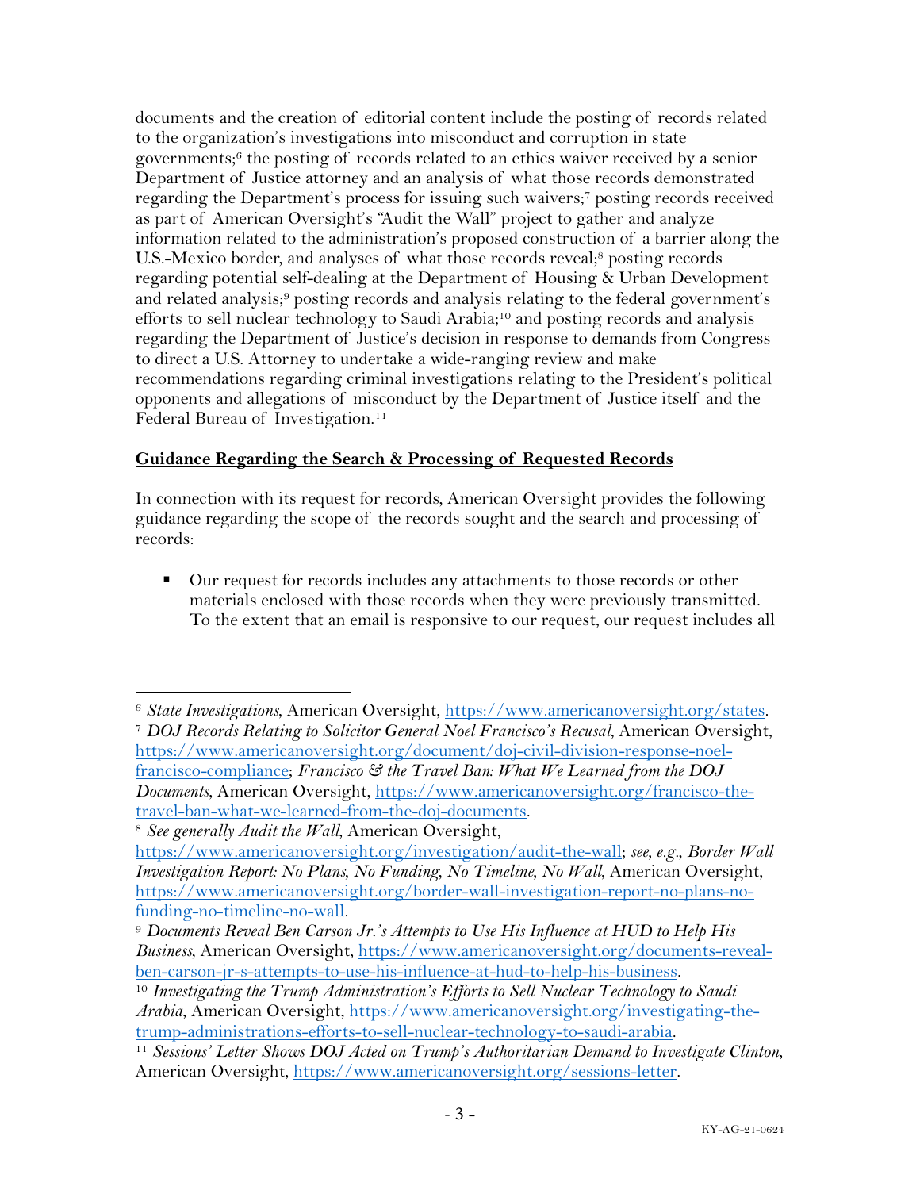documents and the creation of editorial content include the posting of records related to the organization's investigations into misconduct and corruption in state governments;[6] the posting of records related to an ethics waiver received by a senior Department of Justice attorney and an analysis of what those records demonstrated regarding the Department's process for issuing such waivers;[7] posting records received as part of American Oversight's "Audit the Wall" project to gather and analyze information related to the administration's proposed construction of a barrier along the U.S.-Mexico border, and analyses of what those records reveal;[8] posting records regarding potential self-dealing at the Department of Housing & Urban Development and related analysis;[9] posting records and analysis relating to the federal government's efforts to sell nuclear technology to Saudi Arabia;[10] and posting records and analysis regarding the Department of Justice's decision in response to demands from Congress to direct a U.S. Attorney to undertake a wide-ranging review and make recommendations regarding criminal investigations relating to the President's political opponents and allegations of misconduct by the Department of Justice itself and the Federal Bureau of Investigation.[11]

## Guidance Regarding the Search & Processing of Requested Records

In connection with its request for records, American Oversight provides the following guidance regarding the scope of the records sought and the search and processing of records:

- Our request for records includes any attachments to those records or other materials enclosed with those records when they were previously transmitted. To the extent that an email is responsive to our request, our request includes all

---

[6] *State Investigations*, American Oversight, https://www.americanoversight.org/states.

[7] *DOJ Records Relating to Solicitor General Noel Francisco's Recusal*, American Oversight, https://www.americanoversight.org/document/doj-civil-division-response-noel-francisco-compliance; *Francisco & the Travel Ban: What We Learned from the DOJ Documents*, American Oversight, https://www.americanoversight.org/francisco-the-travel-ban-what-we-learned-from-the-doj-documents.

[8] *See generally Audit the Wall*, American Oversight, https://www.americanoversight.org/investigation/audit-the-wall; *see, e.g.*, *Border Wall Investigation Report: No Plans, No Funding, No Timeline, No Wall*, American Oversight, https://www.americanoversight.org/border-wall-investigation-report-no-plans-no-funding-no-timeline-no-wall.

[9] *Documents Reveal Ben Carson Jr.'s Attempts to Use His Influence at HUD to Help His Business*, American Oversight, https://www.americanoversight.org/documents-reveal-ben-carson-jr-s-attempts-to-use-his-influence-at-hud-to-help-his-business.

[10] *Investigating the Trump Administration's Efforts to Sell Nuclear Technology to Saudi Arabia*, American Oversight, https://www.americanoversight.org/investigating-the-trump-administrations-efforts-to-sell-nuclear-technology-to-saudi-arabia.

[11] *Sessions' Letter Shows DOJ Acted on Trump's Authoritarian Demand to Investigate Clinton*, American Oversight, https://www.americanoversight.org/sessions-letter.

KY-AG-21-0624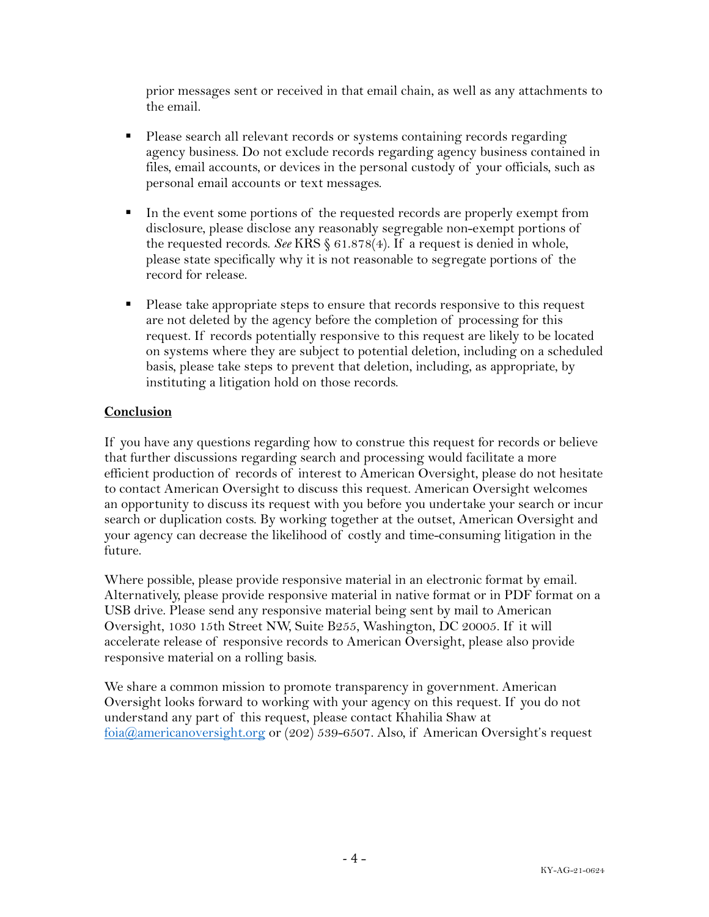prior messages sent or received in that email chain, as well as any attachments to the email.

- Please search all relevant records or systems containing records regarding agency business. Do not exclude records regarding agency business contained in files, email accounts, or devices in the personal custody of your officials, such as personal email accounts or text messages.

- In the event some portions of the requested records are properly exempt from disclosure, please disclose any reasonably segregable non-exempt portions of the requested records. *See* KRS § 61.878(4). If a request is denied in whole, please state specifically why it is not reasonable to segregate portions of the record for release.

- Please take appropriate steps to ensure that records responsive to this request are not deleted by the agency before the completion of processing for this request. If records potentially responsive to this request are likely to be located on systems where they are subject to potential deletion, including on a scheduled basis, please take steps to prevent that deletion, including, as appropriate, by instituting a litigation hold on those records.

**<u>Conclusion</u>**

If you have any questions regarding how to construe this request for records or believe that further discussions regarding search and processing would facilitate a more efficient production of records of interest to American Oversight, please do not hesitate to contact American Oversight to discuss this request. American Oversight welcomes an opportunity to discuss its request with you before you undertake your search or incur search or duplication costs. By working together at the outset, American Oversight and your agency can decrease the likelihood of costly and time-consuming litigation in the future.

Where possible, please provide responsive material in an electronic format by email. Alternatively, please provide responsive material in native format or in PDF format on a USB drive. Please send any responsive material being sent by mail to American Oversight, 1030 15th Street NW, Suite B255, Washington, DC 20005. If it will accelerate release of responsive records to American Oversight, please also provide responsive material on a rolling basis.

We share a common mission to promote transparency in government. American Oversight looks forward to working with your agency on this request. If you do not understand any part of this request, please contact Khahilia Shaw at [foia@americanoversight.org](mailto:foia@americanoversight.org) or (202) 539-6507. Also, if American Oversight's request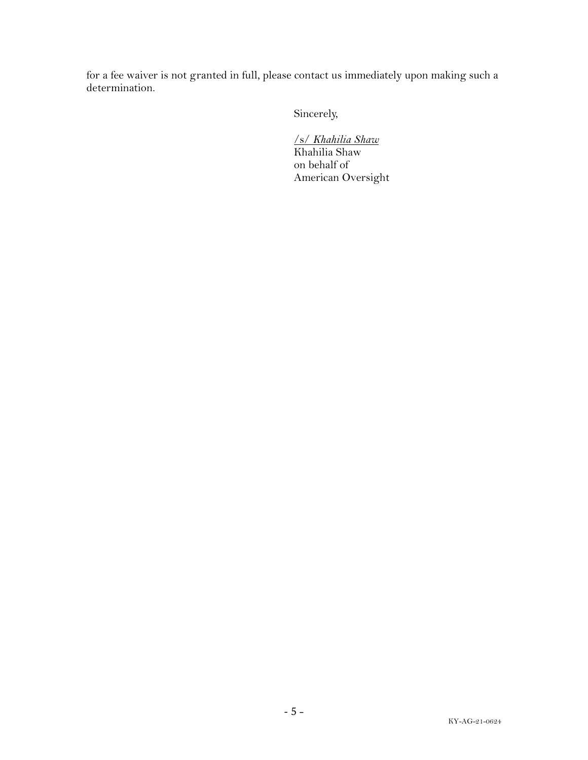for a fee waiver is not granted in full, please contact us immediately upon making such a determination.

Sincerely,

*/s/ Khahilia Shaw*
Khahilia Shaw
on behalf of
American Oversight

KY-AG-21-0624